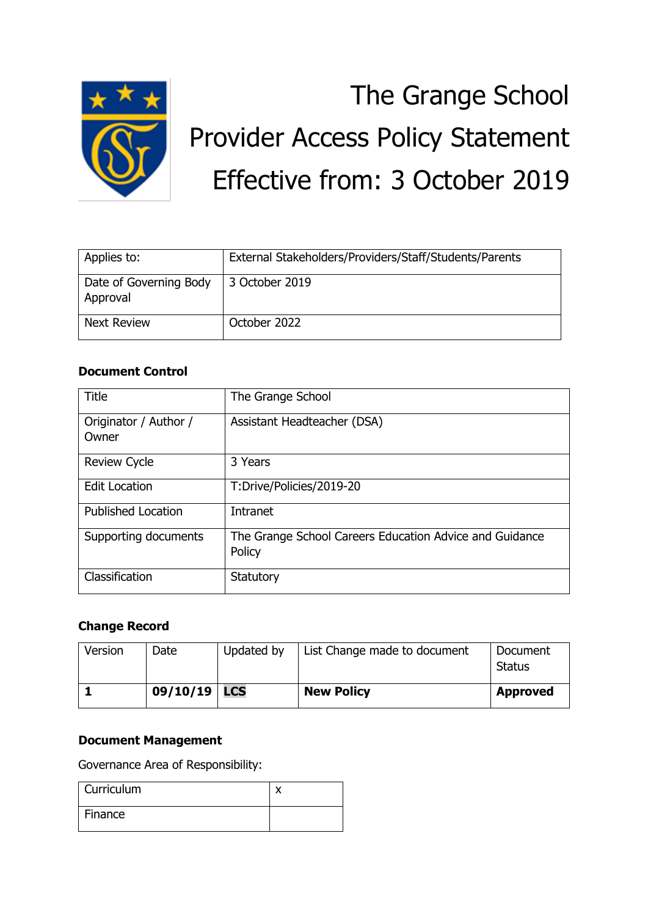# The Grange School
# Provider Access Policy Statement
# Effective from: 3 October 2019

| Applies to: | External Stakeholders/Providers/Staff/Students/Parents |
|---|---|
| Date of Governing Body Approval | 3 October 2019 |
| Next Review | October 2022 |

### Document Control

| Title | The Grange School |
|---|---|
| Originator / Author / Owner | Assistant Headteacher (DSA) |
| Review Cycle | 3 Years |
| Edit Location | T:Drive/Policies/2019-20 |
| Published Location | Intranet |
| Supporting documents | The Grange School Careers Education Advice and Guidance Policy |
| Classification | Statutory |

### Change Record

| Version | Date | Updated by | List Change made to document | Document Status |
|---|---|---|---|---|
| **1** | **09/10/19** | **LCS** | **New Policy** | **Approved** |

### Document Management

Governance Area of Responsibility:

| Curriculum | x |
|---|---|
| Finance | |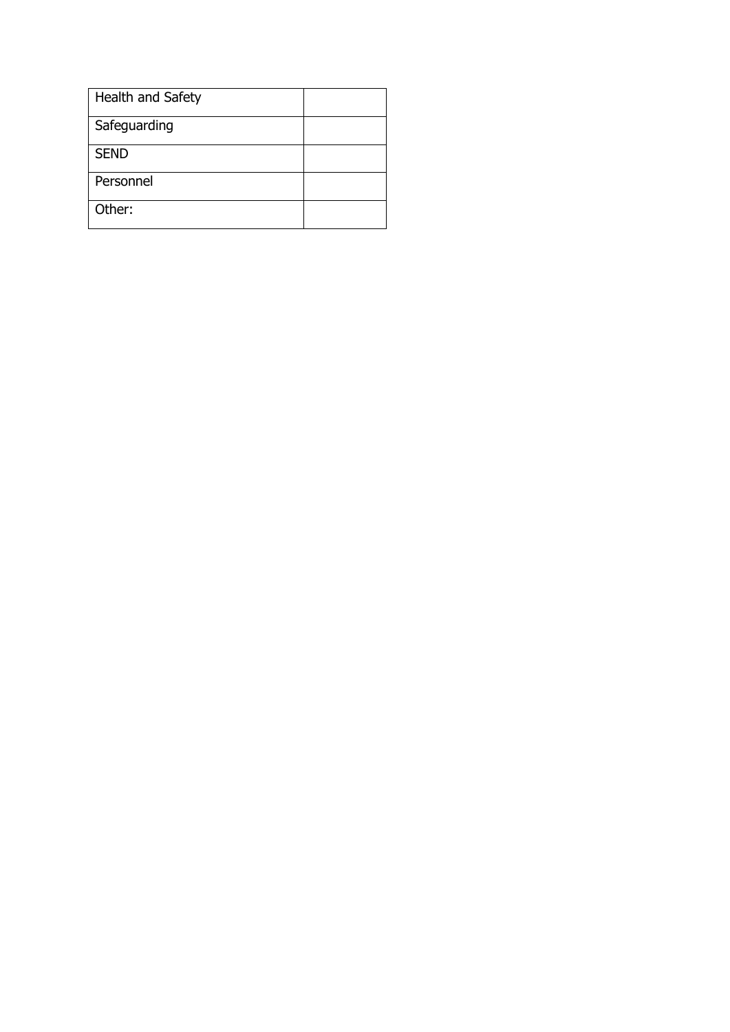| | |
|---|---|
| Health and Safety | |
| Safeguarding | |
| SEND | |
| Personnel | |
| Other: | |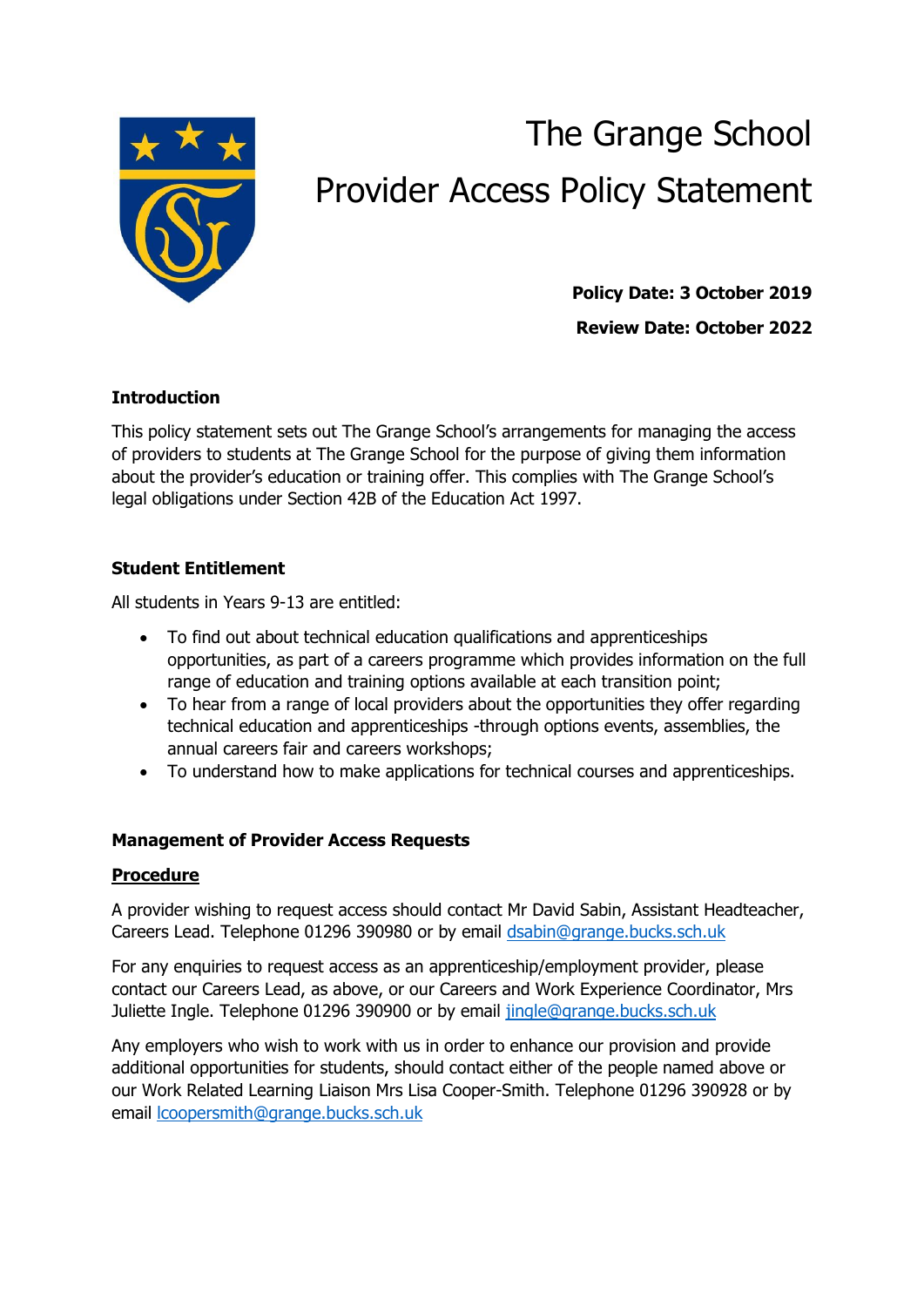# The Grange School

# Provider Access Policy Statement

**Policy Date: 3 October 2019**

**Review Date: October 2022**

### Introduction

This policy statement sets out The Grange School's arrangements for managing the access of providers to students at The Grange School for the purpose of giving them information about the provider's education or training offer. This complies with The Grange School's legal obligations under Section 42B of the Education Act 1997.

### Student Entitlement

All students in Years 9-13 are entitled:

- To find out about technical education qualifications and apprenticeships opportunities, as part of a careers programme which provides information on the full range of education and training options available at each transition point;
- To hear from a range of local providers about the opportunities they offer regarding technical education and apprenticeships -through options events, assemblies, the annual careers fair and careers workshops;
- To understand how to make applications for technical courses and apprenticeships.

### Management of Provider Access Requests

#### Procedure

A provider wishing to request access should contact Mr David Sabin, Assistant Headteacher, Careers Lead. Telephone 01296 390980 or by email dsabin@grange.bucks.sch.uk

For any enquiries to request access as an apprenticeship/employment provider, please contact our Careers Lead, as above, or our Careers and Work Experience Coordinator, Mrs Juliette Ingle. Telephone 01296 390900 or by email jingle@grange.bucks.sch.uk

Any employers who wish to work with us in order to enhance our provision and provide additional opportunities for students, should contact either of the people named above or our Work Related Learning Liaison Mrs Lisa Cooper-Smith. Telephone 01296 390928 or by email lcoopersmith@grange.bucks.sch.uk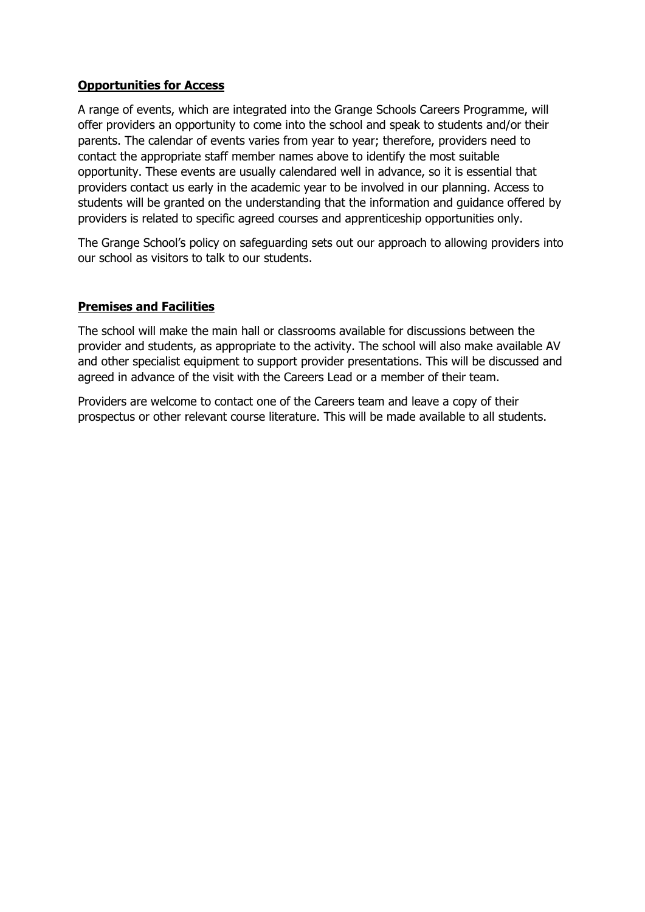## **Opportunities for Access**

A range of events, which are integrated into the Grange Schools Careers Programme, will offer providers an opportunity to come into the school and speak to students and/or their parents. The calendar of events varies from year to year; therefore, providers need to contact the appropriate staff member names above to identify the most suitable opportunity. These events are usually calendared well in advance, so it is essential that providers contact us early in the academic year to be involved in our planning. Access to students will be granted on the understanding that the information and guidance offered by providers is related to specific agreed courses and apprenticeship opportunities only.

The Grange School's policy on safeguarding sets out our approach to allowing providers into our school as visitors to talk to our students.

## **Premises and Facilities**

The school will make the main hall or classrooms available for discussions between the provider and students, as appropriate to the activity. The school will also make available AV and other specialist equipment to support provider presentations. This will be discussed and agreed in advance of the visit with the Careers Lead or a member of their team.

Providers are welcome to contact one of the Careers team and leave a copy of their prospectus or other relevant course literature. This will be made available to all students.